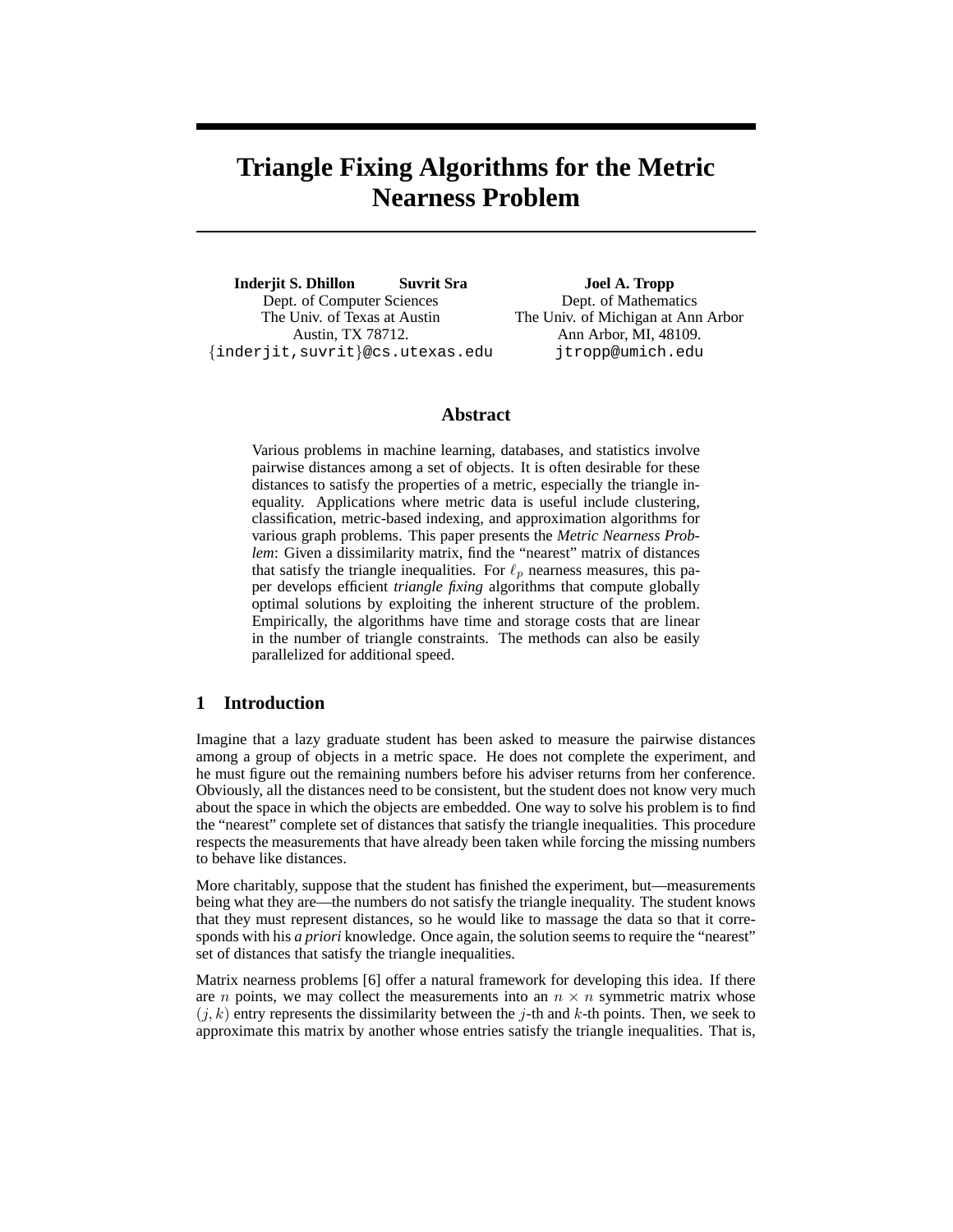# Triangle Fixing Algorithms for the Metric Nearness Problem

**Inderjit S. Dhillon** **Suvrit Sra**
Dept. of Computer Sciences
The Univ. of Texas at Austin
Austin, TX 78712.
{inderjit,suvrit}@cs.utexas.edu

**Joel A. Tropp**
Dept. of Mathematics
The Univ. of Michigan at Ann Arbor
Ann Arbor, MI, 48109.
jtropp@umich.edu

## Abstract

Various problems in machine learning, databases, and statistics involve pairwise distances among a set of objects. It is often desirable for these distances to satisfy the properties of a metric, especially the triangle inequality. Applications where metric data is useful include clustering, classification, metric-based indexing, and approximation algorithms for various graph problems. This paper presents the *Metric Nearness Problem*: Given a dissimilarity matrix, find the "nearest" matrix of distances that satisfy the triangle inequalities. For $\ell_p$ nearness measures, this paper develops efficient *triangle fixing* algorithms that compute globally optimal solutions by exploiting the inherent structure of the problem. Empirically, the algorithms have time and storage costs that are linear in the number of triangle constraints. The methods can also be easily parallelized for additional speed.

## 1 Introduction

Imagine that a lazy graduate student has been asked to measure the pairwise distances among a group of objects in a metric space. He does not complete the experiment, and he must figure out the remaining numbers before his adviser returns from her conference. Obviously, all the distances need to be consistent, but the student does not know very much about the space in which the objects are embedded. One way to solve his problem is to find the "nearest" complete set of distances that satisfy the triangle inequalities. This procedure respects the measurements that have already been taken while forcing the missing numbers to behave like distances.

More charitably, suppose that the student has finished the experiment, but—measurements being what they are—the numbers do not satisfy the triangle inequality. The student knows that they must represent distances, so he would like to massage the data so that it corresponds with his *a priori* knowledge. Once again, the solution seems to require the "nearest" set of distances that satisfy the triangle inequalities.

Matrix nearness problems [6] offer a natural framework for developing this idea. If there are $n$ points, we may collect the measurements into an $n \times n$ symmetric matrix whose $(j, k)$ entry represents the dissimilarity between the $j$-th and $k$-th points. Then, we seek to approximate this matrix by another whose entries satisfy the triangle inequalities. That is,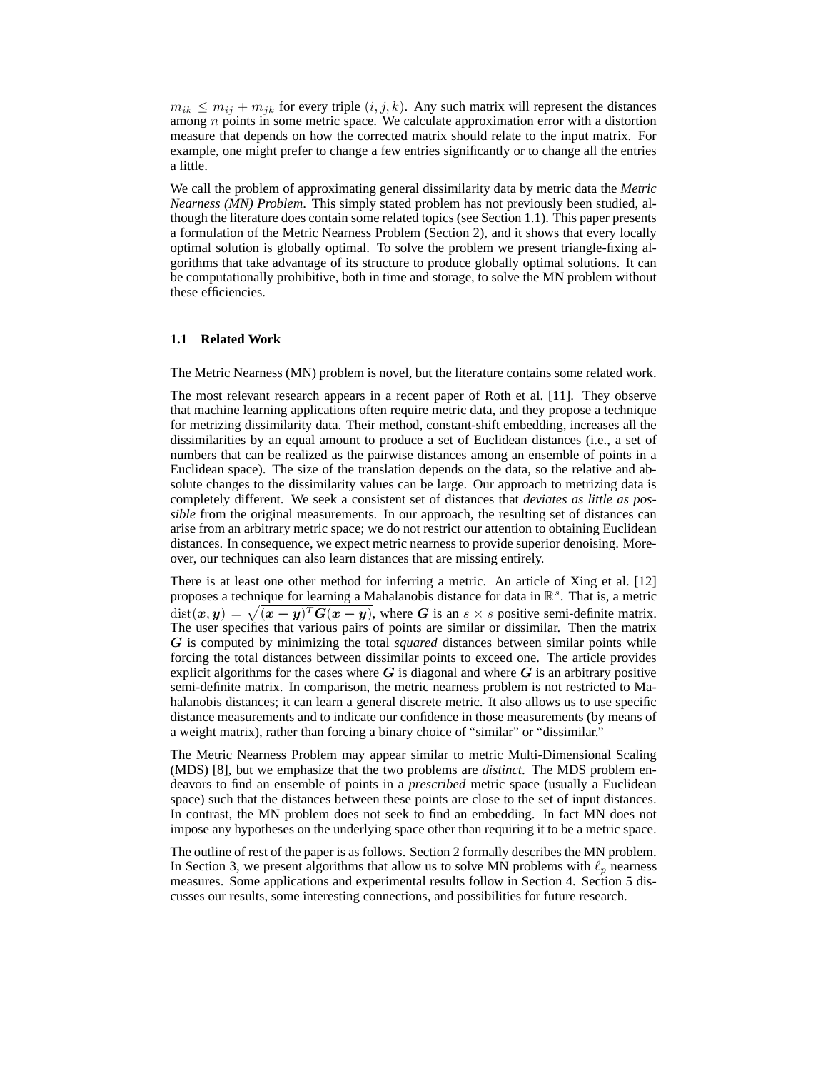$m_{ik} \leq m_{ij} + m_{jk}$ for every triple $(i, j, k)$. Any such matrix will represent the distances among $n$ points in some metric space. We calculate approximation error with a distortion measure that depends on how the corrected matrix should relate to the input matrix. For example, one might prefer to change a few entries significantly or to change all the entries a little.

We call the problem of approximating general dissimilarity data by metric data the *Metric Nearness (MN) Problem*. This simply stated problem has not previously been studied, although the literature does contain some related topics (see Section 1.1). This paper presents a formulation of the Metric Nearness Problem (Section 2), and it shows that every locally optimal solution is globally optimal. To solve the problem we present triangle-fixing algorithms that take advantage of its structure to produce globally optimal solutions. It can be computationally prohibitive, both in time and storage, to solve the MN problem without these efficiencies.

### 1.1 Related Work

The Metric Nearness (MN) problem is novel, but the literature contains some related work.

The most relevant research appears in a recent paper of Roth et al. [11]. They observe that machine learning applications often require metric data, and they propose a technique for metrizing dissimilarity data. Their method, constant-shift embedding, increases all the dissimilarities by an equal amount to produce a set of Euclidean distances (i.e., a set of numbers that can be realized as the pairwise distances among an ensemble of points in a Euclidean space). The size of the translation depends on the data, so the relative and absolute changes to the dissimilarity values can be large. Our approach to metrizing data is completely different. We seek a consistent set of distances that *deviates as little as possible* from the original measurements. In our approach, the resulting set of distances can arise from an arbitrary metric space; we do not restrict our attention to obtaining Euclidean distances. In consequence, we expect metric nearness to provide superior denoising. Moreover, our techniques can also learn distances that are missing entirely.

There is at least one other method for inferring a metric. An article of Xing et al. [12] proposes a technique for learning a Mahalanobis distance for data in $\mathbb{R}^s$. That is, a metric $\mathrm{dist}(\boldsymbol{x}, \boldsymbol{y}) = \sqrt{(\boldsymbol{x}-\boldsymbol{y})^T \boldsymbol{G} (\boldsymbol{x}-\boldsymbol{y})}$, where $\boldsymbol{G}$ is an $s \times s$ positive semi-definite matrix. The user specifies that various pairs of points are similar or dissimilar. Then the matrix $\boldsymbol{G}$ is computed by minimizing the total *squared* distances between similar points while forcing the total distances between dissimilar points to exceed one. The article provides explicit algorithms for the cases where $\boldsymbol{G}$ is diagonal and where $\boldsymbol{G}$ is an arbitrary positive semi-definite matrix. In comparison, the metric nearness problem is not restricted to Mahalanobis distances; it can learn a general discrete metric. It also allows us to use specific distance measurements and to indicate our confidence in those measurements (by means of a weight matrix), rather than forcing a binary choice of "similar" or "dissimilar."

The Metric Nearness Problem may appear similar to metric Multi-Dimensional Scaling (MDS) [8], but we emphasize that the two problems are *distinct*. The MDS problem endeavors to find an ensemble of points in a *prescribed* metric space (usually a Euclidean space) such that the distances between these points are close to the set of input distances. In contrast, the MN problem does not seek to find an embedding. In fact MN does not impose any hypotheses on the underlying space other than requiring it to be a metric space.

The outline of rest of the paper is as follows. Section 2 formally describes the MN problem. In Section 3, we present algorithms that allow us to solve MN problems with $\ell_p$ nearness measures. Some applications and experimental results follow in Section 4. Section 5 discusses our results, some interesting connections, and possibilities for future research.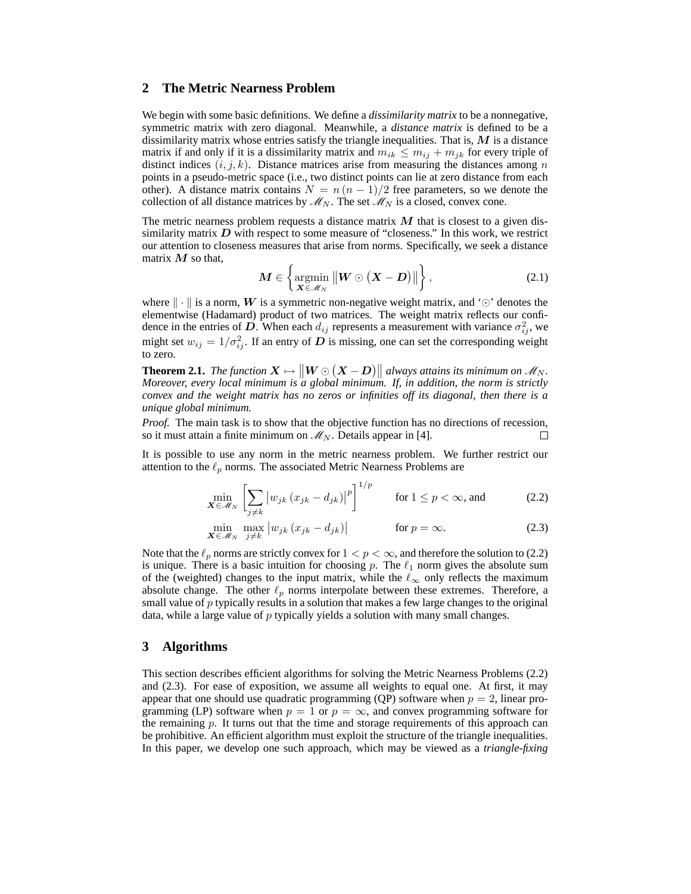## 2 The Metric Nearness Problem

We begin with some basic definitions. We define a *dissimilarity matrix* to be a nonnegative, symmetric matrix with zero diagonal. Meanwhile, a *distance matrix* is defined to be a dissimilarity matrix whose entries satisfy the triangle inequalities. That is, $\boldsymbol{M}$ is a distance matrix if and only if it is a dissimilarity matrix and $m_{ik} \leq m_{ij} + m_{jk}$ for every triple of distinct indices $(i, j, k)$. Distance matrices arise from measuring the distances among $n$ points in a pseudo-metric space (i.e., two distinct points can lie at zero distance from each other). A distance matrix contains $N = n(n-1)/2$ free parameters, so we denote the collection of all distance matrices by $\mathscr{M}_N$. The set $\mathscr{M}_N$ is a closed, convex cone.

The metric nearness problem requests a distance matrix $\boldsymbol{M}$ that is closest to a given dissimilarity matrix $\boldsymbol{D}$ with respect to some measure of "closeness." In this work, we restrict our attention to closeness measures that arise from norms. Specifically, we seek a distance matrix $\boldsymbol{M}$ so that,

$$\boldsymbol{M} \in \left\{ \underset{\boldsymbol{X} \in \mathscr{M}_N}{\operatorname{argmin}} \left\| \boldsymbol{W} \odot \left( \boldsymbol{X} - \boldsymbol{D} \right) \right\| \right\}, \tag{2.1}$$

where $\| \cdot \|$ is a norm, $\boldsymbol{W}$ is a symmetric non-negative weight matrix, and '$\odot$' denotes the elementwise (Hadamard) product of two matrices. The weight matrix reflects our confidence in the entries of $\boldsymbol{D}$. When each $d_{ij}$ represents a measurement with variance $\sigma_{ij}^2$, we might set $w_{ij} = 1/\sigma_{ij}^2$. If an entry of $\boldsymbol{D}$ is missing, one can set the corresponding weight to zero.

**Theorem 2.1.** *The function $\boldsymbol{X} \mapsto \left\| \boldsymbol{W} \odot \left( \boldsymbol{X} - \boldsymbol{D} \right) \right\|$ always attains its minimum on $\mathscr{M}_N$. Moreover, every local minimum is a global minimum. If, in addition, the norm is strictly convex and the weight matrix has no zeros or infinities off its diagonal, then there is a unique global minimum.*

*Proof.* The main task is to show that the objective function has no directions of recession, so it must attain a finite minimum on $\mathscr{M}_N$. Details appear in [4]. □

It is possible to use any norm in the metric nearness problem. We further restrict our attention to the $\ell_p$ norms. The associated Metric Nearness Problems are

$$\min_{\boldsymbol{X} \in \mathscr{M}_N} \left[ \sum_{j \neq k} \left| w_{jk} \left( x_{jk} - d_{jk} \right) \right|^p \right]^{1/p} \qquad \text{for } 1 \leq p < \infty \text{, and} \tag{2.2}$$

$$\min_{\boldsymbol{X} \in \mathscr{M}_N} \max_{j \neq k} \left| w_{jk} \left( x_{jk} - d_{jk} \right) \right| \qquad \text{for } p = \infty. \tag{2.3}$$

Note that the $\ell_p$ norms are strictly convex for $1 < p < \infty$, and therefore the solution to (2.2) is unique. There is a basic intuition for choosing $p$. The $\ell_1$ norm gives the absolute sum of the (weighted) changes to the input matrix, while the $\ell_\infty$ only reflects the maximum absolute change. The other $\ell_p$ norms interpolate between these extremes. Therefore, a small value of $p$ typically results in a solution that makes a few large changes to the original data, while a large value of $p$ typically yields a solution with many small changes.

## 3 Algorithms

This section describes efficient algorithms for solving the Metric Nearness Problems (2.2) and (2.3). For ease of exposition, we assume all weights to equal one. At first, it may appear that one should use quadratic programming (QP) software when $p = 2$, linear programming (LP) software when $p = 1$ or $p = \infty$, and convex programming software for the remaining $p$. It turns out that the time and storage requirements of this approach can be prohibitive. An efficient algorithm must exploit the structure of the triangle inequalities. In this paper, we develop one such approach, which may be viewed as a *triangle-fixing*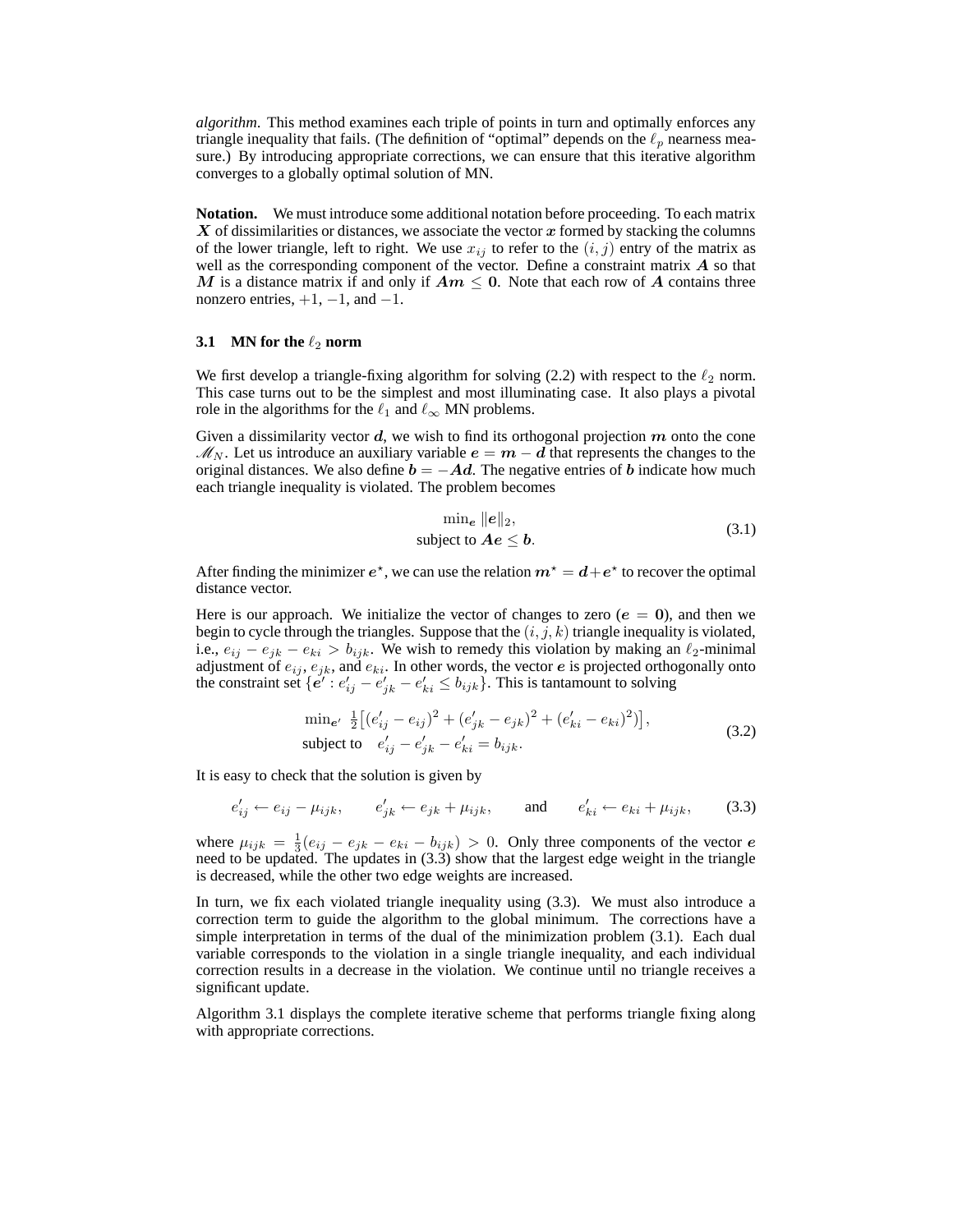*algorithm*. This method examines each triple of points in turn and optimally enforces any triangle inequality that fails. (The definition of "optimal" depends on the $\ell_p$ nearness measure.) By introducing appropriate corrections, we can ensure that this iterative algorithm converges to a globally optimal solution of MN.

**Notation.** We must introduce some additional notation before proceeding. To each matrix $\boldsymbol{X}$ of dissimilarities or distances, we associate the vector $\boldsymbol{x}$ formed by stacking the columns of the lower triangle, left to right. We use $x_{ij}$ to refer to the $(i, j)$ entry of the matrix as well as the corresponding component of the vector. Define a constraint matrix $\boldsymbol{A}$ so that $\boldsymbol{M}$ is a distance matrix if and only if $\boldsymbol{A}\boldsymbol{m} \leq \boldsymbol{0}$. Note that each row of $\boldsymbol{A}$ contains three nonzero entries, $+1$, $-1$, and $-1$.

### 3.1 MN for the $\ell_2$ norm

We first develop a triangle-fixing algorithm for solving (2.2) with respect to the $\ell_2$ norm. This case turns out to be the simplest and most illuminating case. It also plays a pivotal role in the algorithms for the $\ell_1$ and $\ell_\infty$ MN problems.

Given a dissimilarity vector $\boldsymbol{d}$, we wish to find its orthogonal projection $\boldsymbol{m}$ onto the cone $\mathscr{M}_N$. Let us introduce an auxiliary variable $\boldsymbol{e} = \boldsymbol{m} - \boldsymbol{d}$ that represents the changes to the original distances. We also define $\boldsymbol{b} = -\boldsymbol{A}\boldsymbol{d}$. The negative entries of $\boldsymbol{b}$ indicate how much each triangle inequality is violated. The problem becomes

$$
\begin{array}{c}
\min_{\boldsymbol{e}} \; \|\boldsymbol{e}\|_2, \\
\text{subject to } \boldsymbol{A}\boldsymbol{e} \leq \boldsymbol{b}.
\end{array}
\tag{3.1}
$$

After finding the minimizer $\boldsymbol{e}^\star$, we can use the relation $\boldsymbol{m}^\star = \boldsymbol{d} + \boldsymbol{e}^\star$ to recover the optimal distance vector.

Here is our approach. We initialize the vector of changes to zero ($\boldsymbol{e} = \boldsymbol{0}$), and then we begin to cycle through the triangles. Suppose that the $(i, j, k)$ triangle inequality is violated, i.e., $e_{ij} - e_{jk} - e_{ki} > b_{ijk}$. We wish to remedy this violation by making an $\ell_2$-minimal adjustment of $e_{ij}$, $e_{jk}$, and $e_{ki}$. In other words, the vector $\boldsymbol{e}$ is projected orthogonally onto the constraint set $\{\boldsymbol{e}' : e'_{ij} - e'_{jk} - e'_{ki} \leq b_{ijk}\}$. This is tantamount to solving

$$
\begin{array}{l}
\min_{\boldsymbol{e}'} \; \frac{1}{2}\big[(e'_{ij} - e_{ij})^2 + (e'_{jk} - e_{jk})^2 + (e'_{ki} - e_{ki})^2\big], \\
\text{subject to} \quad e'_{ij} - e'_{jk} - e'_{ki} = b_{ijk}.
\end{array}
\tag{3.2}
$$

It is easy to check that the solution is given by

$$
e'_{ij} \leftarrow e_{ij} - \mu_{ijk}, \qquad e'_{jk} \leftarrow e_{jk} + \mu_{ijk}, \qquad \text{and} \qquad e'_{ki} \leftarrow e_{ki} + \mu_{ijk},
\tag{3.3}
$$

where $\mu_{ijk} = \frac{1}{3}(e_{ij} - e_{jk} - e_{ki} - b_{ijk}) > 0$. Only three components of the vector $\boldsymbol{e}$ need to be updated. The updates in (3.3) show that the largest edge weight in the triangle is decreased, while the other two edge weights are increased.

In turn, we fix each violated triangle inequality using (3.3). We must also introduce a correction term to guide the algorithm to the global minimum. The corrections have a simple interpretation in terms of the dual of the minimization problem (3.1). Each dual variable corresponds to the violation in a single triangle inequality, and each individual correction results in a decrease in the violation. We continue until no triangle receives a significant update.

Algorithm 3.1 displays the complete iterative scheme that performs triangle fixing along with appropriate corrections.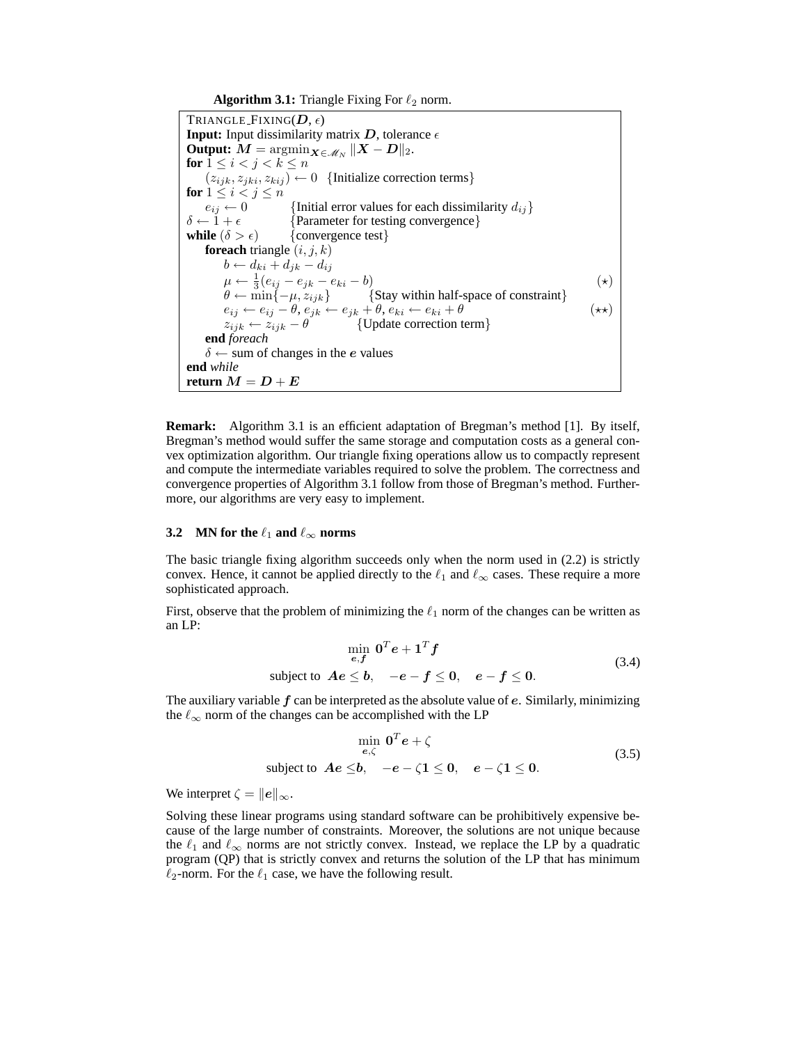**Algorithm 3.1:** Triangle Fixing For $\ell_2$ norm.

```
TRIANGLE_FIXING(D, ε)
Input: Input dissimilarity matrix D, tolerance ε
Output: M = argmin_{X ∈ M_N} ||X − D||_2.
for 1 ≤ i < j < k ≤ n
    (z_ijk, z_jki, z_kij) ← 0   {Initialize correction terms}
for 1 ≤ i < j ≤ n
    e_ij ← 0          {Initial error values for each dissimilarity d_ij}
δ ← 1 + ε             {Parameter for testing convergence}
while (δ > ε)         {convergence test}
    foreach triangle (i, j, k)
        b ← d_ki + d_jk − d_ij
        μ ← (1/3)(e_ij − e_jk − e_ki − b)                                  (⋆)
        θ ← min{−μ, z_ijk}        {Stay within half-space of constraint}
        e_ij ← e_ij − θ, e_jk ← e_jk + θ, e_ki ← e_ki + θ                 (⋆⋆)
        z_ijk ← z_ijk − θ         {Update correction term}
    end foreach
    δ ← sum of changes in the e values
end while
return M = D + E
```

**Remark:** Algorithm 3.1 is an efficient adaptation of Bregman's method [1]. By itself, Bregman's method would suffer the same storage and computation costs as a general convex optimization algorithm. Our triangle fixing operations allow us to compactly represent and compute the intermediate variables required to solve the problem. The correctness and convergence properties of Algorithm 3.1 follow from those of Bregman's method. Furthermore, our algorithms are very easy to implement.

### 3.2 MN for the $\ell_1$ and $\ell_\infty$ norms

The basic triangle fixing algorithm succeeds only when the norm used in (2.2) is strictly convex. Hence, it cannot be applied directly to the $\ell_1$ and $\ell_\infty$ cases. These require a more sophisticated approach.

First, observe that the problem of minimizing the $\ell_1$ norm of the changes can be written as an LP:

$$
\begin{aligned}
&\min_{\boldsymbol{e},\boldsymbol{f}} \ \mathbf{0}^T\boldsymbol{e} + \mathbf{1}^T\boldsymbol{f} \\
&\text{subject to } \ \boldsymbol{A}\boldsymbol{e} \le \boldsymbol{b}, \quad -\boldsymbol{e} - \boldsymbol{f} \le \mathbf{0}, \quad \boldsymbol{e} - \boldsymbol{f} \le \mathbf{0}.
\end{aligned}
\tag{3.4}
$$

The auxiliary variable $\boldsymbol{f}$ can be interpreted as the absolute value of $\boldsymbol{e}$. Similarly, minimizing the $\ell_\infty$ norm of the changes can be accomplished with the LP

$$
\begin{aligned}
&\min_{\boldsymbol{e},\zeta} \ \mathbf{0}^T\boldsymbol{e} + \zeta \\
&\text{subject to } \ \boldsymbol{A}\boldsymbol{e} \le \boldsymbol{b}, \quad -\boldsymbol{e} - \zeta\mathbf{1} \le \mathbf{0}, \quad \boldsymbol{e} - \zeta\mathbf{1} \le \mathbf{0}.
\end{aligned}
\tag{3.5}
$$

We interpret $\zeta = \|\boldsymbol{e}\|_\infty$.

Solving these linear programs using standard software can be prohibitively expensive because of the large number of constraints. Moreover, the solutions are not unique because the $\ell_1$ and $\ell_\infty$ norms are not strictly convex. Instead, we replace the LP by a quadratic program (QP) that is strictly convex and returns the solution of the LP that has minimum $\ell_2$-norm. For the $\ell_1$ case, we have the following result.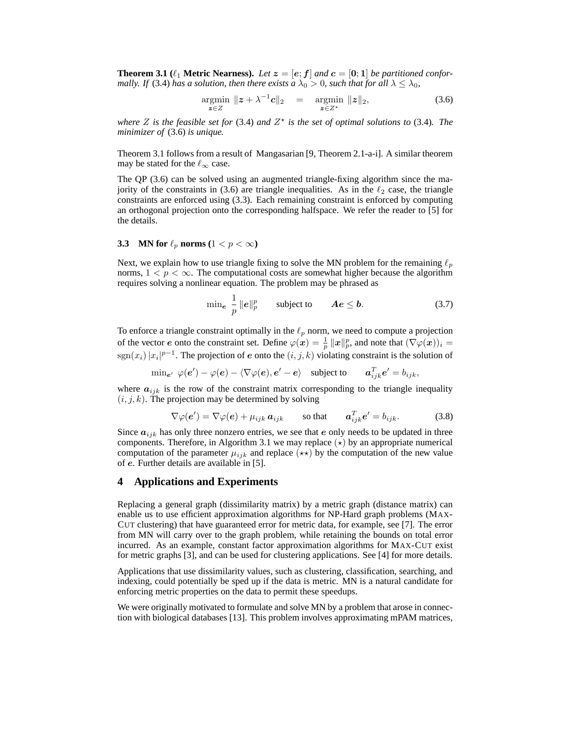**Theorem 3.1 ($\ell_1$ Metric Nearness).** *Let $\boldsymbol{z} = [\boldsymbol{e}; \boldsymbol{f}]$ and $\boldsymbol{c} = [\boldsymbol{0}; \boldsymbol{1}]$ be partitioned conformally. If* (3.4) *has a solution, then there exists a $\lambda_0 > 0$, such that for all $\lambda \le \lambda_0$,*

$$\underset{\boldsymbol{z} \in Z}{\operatorname{argmin}} \; \|\boldsymbol{z} + \lambda^{-1}\boldsymbol{c}\|_2 \quad = \quad \underset{\boldsymbol{z} \in Z^\star}{\operatorname{argmin}} \; \|\boldsymbol{z}\|_2, \tag{3.6}$$

*where $Z$ is the feasible set for* (3.4) *and $Z^\star$ is the set of optimal solutions to* (3.4)*. The minimizer of* (3.6) *is unique.*

Theorem 3.1 follows from a result of Mangasarian [9, Theorem 2.1-a-i]. A similar theorem may be stated for the $\ell_\infty$ case.

The QP (3.6) can be solved using an augmented triangle-fixing algorithm since the majority of the constraints in (3.6) are triangle inequalities. As in the $\ell_2$ case, the triangle constraints are enforced using (3.3). Each remaining constraint is enforced by computing an orthogonal projection onto the corresponding halfspace. We refer the reader to [5] for the details.

### 3.3 MN for $\ell_p$ norms ($1 < p < \infty$)

Next, we explain how to use triangle fixing to solve the MN problem for the remaining $\ell_p$ norms, $1 < p < \infty$. The computational costs are somewhat higher because the algorithm requires solving a nonlinear equation. The problem may be phrased as

$$\min_{\boldsymbol{e}} \; \frac{1}{p}\|\boldsymbol{e}\|_p^p \qquad \text{subject to} \qquad \boldsymbol{A}\boldsymbol{e} \le \boldsymbol{b}. \tag{3.7}$$

To enforce a triangle constraint optimally in the $\ell_p$ norm, we need to compute a projection of the vector $\boldsymbol{e}$ onto the constraint set. Define $\varphi(\boldsymbol{x}) = \frac{1}{p}\|\boldsymbol{x}\|_p^p$, and note that $(\nabla\varphi(\boldsymbol{x}))_i = \operatorname{sgn}(x_i)\,|x_i|^{p-1}$. The projection of $\boldsymbol{e}$ onto the $(i,j,k)$ violating constraint is the solution of

$$\min_{\boldsymbol{e}'} \; \varphi(\boldsymbol{e}') - \varphi(\boldsymbol{e}) - \langle \nabla\varphi(\boldsymbol{e}), \boldsymbol{e}' - \boldsymbol{e}\rangle \quad \text{subject to} \qquad \boldsymbol{a}_{ijk}^T\boldsymbol{e}' = b_{ijk},$$

where $\boldsymbol{a}_{ijk}$ is the row of the constraint matrix corresponding to the triangle inequality $(i,j,k)$. The projection may be determined by solving

$$\nabla\varphi(\boldsymbol{e}') = \nabla\varphi(\boldsymbol{e}) + \mu_{ijk}\,\boldsymbol{a}_{ijk} \qquad \text{so that} \qquad \boldsymbol{a}_{ijk}^T\boldsymbol{e}' = b_{ijk}. \tag{3.8}$$

Since $\boldsymbol{a}_{ijk}$ has only three nonzero entries, we see that $\boldsymbol{e}$ only needs to be updated in three components. Therefore, in Algorithm 3.1 we may replace $(\star)$ by an appropriate numerical computation of the parameter $\mu_{ijk}$ and replace $(\star\star)$ by the computation of the new value of $\boldsymbol{e}$. Further details are available in [5].

## 4 Applications and Experiments

Replacing a general graph (dissimilarity matrix) by a metric graph (distance matrix) can enable us to use efficient approximation algorithms for NP-Hard graph problems (MAX-CUT clustering) that have guaranteed error for metric data, for example, see [7]. The error from MN will carry over to the graph problem, while retaining the bounds on total error incurred. As an example, constant factor approximation algorithms for MAX-CUT exist for metric graphs [3], and can be used for clustering applications. See [4] for more details.

Applications that use dissimilarity values, such as clustering, classification, searching, and indexing, could potentially be sped up if the data is metric. MN is a natural candidate for enforcing metric properties on the data to permit these speedups.

We were originally motivated to formulate and solve MN by a problem that arose in connection with biological databases [13]. This problem involves approximating mPAM matrices,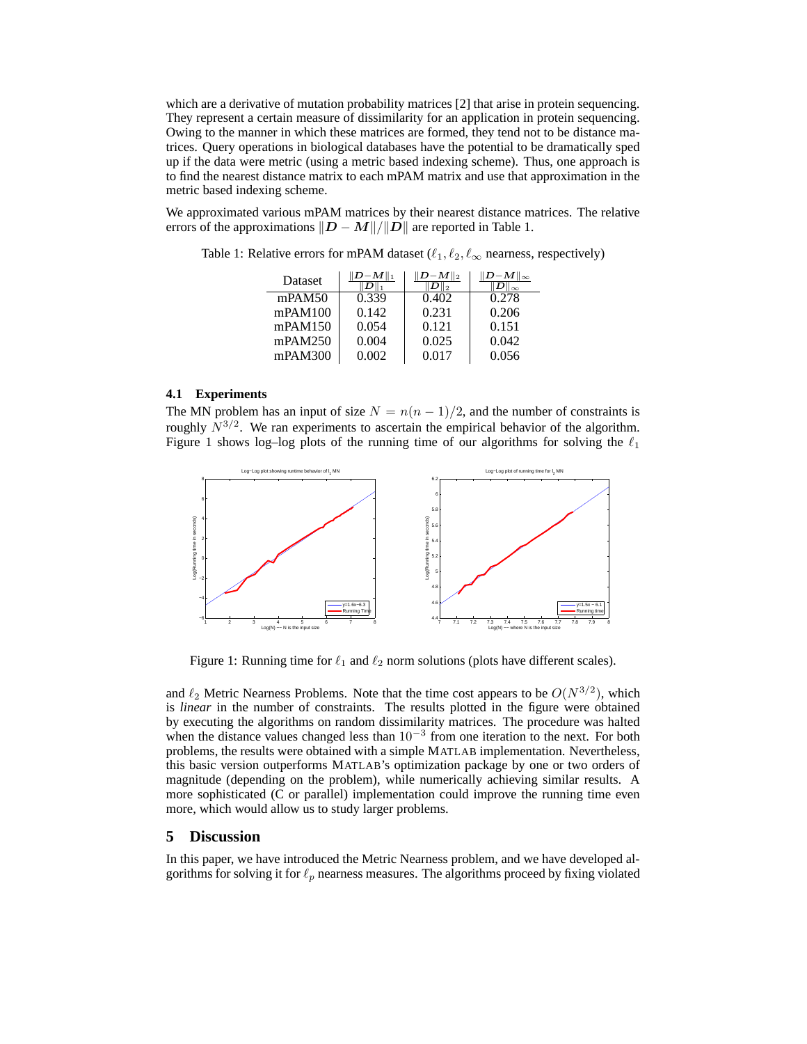which are a derivative of mutation probability matrices [2] that arise in protein sequencing. They represent a certain measure of dissimilarity for an application in protein sequencing. Owing to the manner in which these matrices are formed, they tend not to be distance matrices. Query operations in biological databases have the potential to be dramatically sped up if the data were metric (using a metric based indexing scheme). Thus, one approach is to find the nearest distance matrix to each mPAM matrix and use that approximation in the metric based indexing scheme.

We approximated various mPAM matrices by their nearest distance matrices. The relative errors of the approximations $\|\boldsymbol{D} - \boldsymbol{M}\|/\|\boldsymbol{D}\|$ are reported in Table 1.

Table 1: Relative errors for mPAM dataset ($\ell_1, \ell_2, \ell_\infty$ nearness, respectively)

| Dataset | $\frac{\|\boldsymbol{D}-\boldsymbol{M}\|_1}{\|\boldsymbol{D}\|_1}$ | $\frac{\|\boldsymbol{D}-\boldsymbol{M}\|_2}{\|\boldsymbol{D}\|_2}$ | $\frac{\|\boldsymbol{D}-\boldsymbol{M}\|_\infty}{\|\boldsymbol{D}\|_\infty}$ |
|---|---|---|---|
| mPAM50 | 0.339 | 0.402 | 0.278 |
| mPAM100 | 0.142 | 0.231 | 0.206 |
| mPAM150 | 0.054 | 0.121 | 0.151 |
| mPAM250 | 0.004 | 0.025 | 0.042 |
| mPAM300 | 0.002 | 0.017 | 0.056 |

### 4.1 Experiments

The MN problem has an input of size $N = n(n-1)/2$, and the number of constraints is roughly $N^{3/2}$. We ran experiments to ascertain the empirical behavior of the algorithm. Figure 1 shows log–log plots of the running time of our algorithms for solving the $\ell_1$ and $\ell_2$ Metric Nearness Problems. Note that the time cost appears to be $O(N^{3/2})$, which is *linear* in the number of constraints. The results plotted in the figure were obtained by executing the algorithms on random dissimilarity matrices. The procedure was halted when the distance values changed less than $10^{-3}$ from one iteration to the next. For both problems, the results were obtained with a simple MATLAB implementation. Nevertheless, this basic version outperforms MATLAB's optimization package by one or two orders of magnitude (depending on the problem), while numerically achieving similar results. A more sophisticated (C or parallel) implementation could improve the running time even more, which would allow us to study larger problems.

Figure 1: Running time for $\ell_1$ and $\ell_2$ norm solutions (plots have different scales).

## 5 Discussion

In this paper, we have introduced the Metric Nearness problem, and we have developed algorithms for solving it for $\ell_p$ nearness measures. The algorithms proceed by fixing violated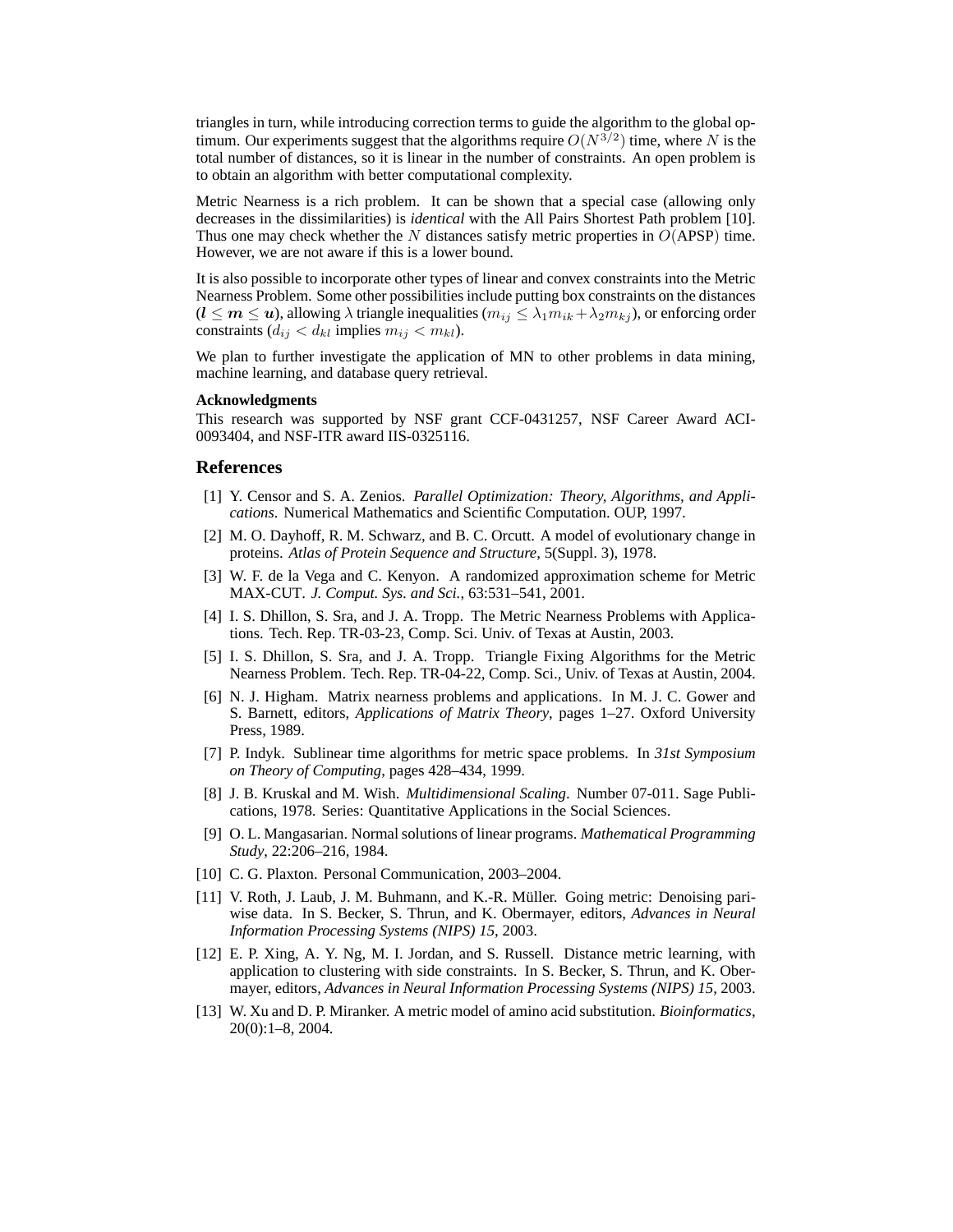triangles in turn, while introducing correction terms to guide the algorithm to the global optimum. Our experiments suggest that the algorithms require $O(N^{3/2})$ time, where $N$ is the total number of distances, so it is linear in the number of constraints. An open problem is to obtain an algorithm with better computational complexity.

Metric Nearness is a rich problem. It can be shown that a special case (allowing only decreases in the dissimilarities) is *identical* with the All Pairs Shortest Path problem [10]. Thus one may check whether the $N$ distances satisfy metric properties in $O(\text{APSP})$ time. However, we are not aware if this is a lower bound.

It is also possible to incorporate other types of linear and convex constraints into the Metric Nearness Problem. Some other possibilities include putting box constraints on the distances ($\boldsymbol{l} \leq \boldsymbol{m} \leq \boldsymbol{u}$), allowing $\lambda$ triangle inequalities ($m_{ij} \leq \lambda_1 m_{ik} + \lambda_2 m_{kj}$), or enforcing order constraints ($d_{ij} < d_{kl}$ implies $m_{ij} < m_{kl}$).

We plan to further investigate the application of MN to other problems in data mining, machine learning, and database query retrieval.

**Acknowledgments**

This research was supported by NSF grant CCF-0431257, NSF Career Award ACI-0093404, and NSF-ITR award IIS-0325116.

## References

[1] Y. Censor and S. A. Zenios. *Parallel Optimization: Theory, Algorithms, and Applications.* Numerical Mathematics and Scientific Computation. OUP, 1997.

[2] M. O. Dayhoff, R. M. Schwarz, and B. C. Orcutt. A model of evolutionary change in proteins. *Atlas of Protein Sequence and Structure*, 5(Suppl. 3), 1978.

[3] W. F. de la Vega and C. Kenyon. A randomized approximation scheme for Metric MAX-CUT. *J. Comput. Sys. and Sci.*, 63:531–541, 2001.

[4] I. S. Dhillon, S. Sra, and J. A. Tropp. The Metric Nearness Problems with Applications. Tech. Rep. TR-03-23, Comp. Sci. Univ. of Texas at Austin, 2003.

[5] I. S. Dhillon, S. Sra, and J. A. Tropp. Triangle Fixing Algorithms for the Metric Nearness Problem. Tech. Rep. TR-04-22, Comp. Sci., Univ. of Texas at Austin, 2004.

[6] N. J. Higham. Matrix nearness problems and applications. In M. J. C. Gower and S. Barnett, editors, *Applications of Matrix Theory*, pages 1–27. Oxford University Press, 1989.

[7] P. Indyk. Sublinear time algorithms for metric space problems. In *31st Symposium on Theory of Computing*, pages 428–434, 1999.

[8] J. B. Kruskal and M. Wish. *Multidimensional Scaling*. Number 07-011. Sage Publications, 1978. Series: Quantitative Applications in the Social Sciences.

[9] O. L. Mangasarian. Normal solutions of linear programs. *Mathematical Programming Study*, 22:206–216, 1984.

[10] C. G. Plaxton. Personal Communication, 2003–2004.

[11] V. Roth, J. Laub, J. M. Buhmann, and K.-R. Müller. Going metric: Denoising pariwise data. In S. Becker, S. Thrun, and K. Obermayer, editors, *Advances in Neural Information Processing Systems (NIPS) 15*, 2003.

[12] E. P. Xing, A. Y. Ng, M. I. Jordan, and S. Russell. Distance metric learning, with application to clustering with side constraints. In S. Becker, S. Thrun, and K. Obermayer, editors, *Advances in Neural Information Processing Systems (NIPS) 15*, 2003.

[13] W. Xu and D. P. Miranker. A metric model of amino acid substitution. *Bioinformatics*, 20(0):1–8, 2004.